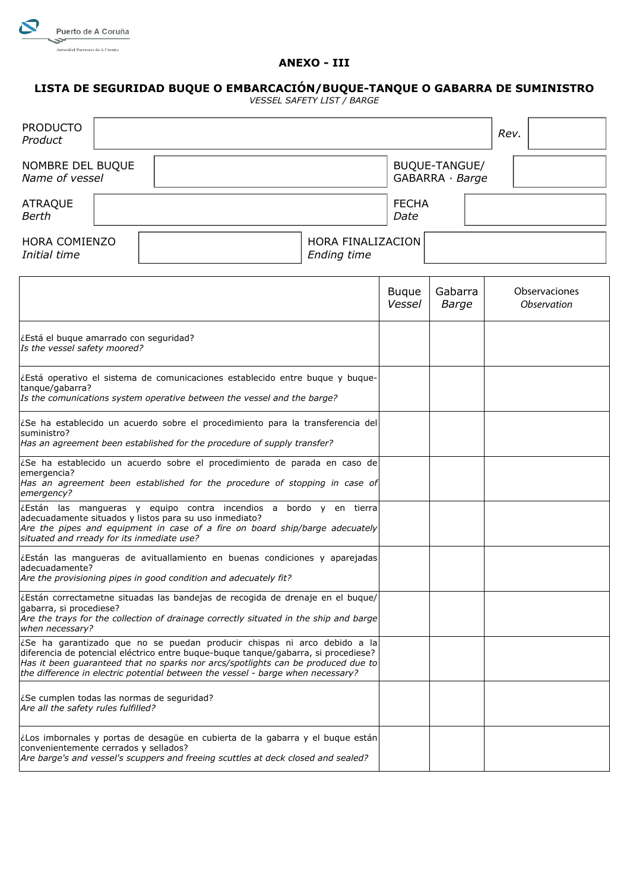Puerto de A Coruña

Autoridad Portuaria de A Coruña

## ANEXO - III

## LISTA DE SEGURIDAD BUQUE O EMBARCACIÓN/BUQUE-TANQUE O GABARRA DE SUMINISTRO

*VESSEL SAFETY LIST / BARGE*

| | | | |
|---|---|---|---|
| PRODUCTO *Product* | | *Rev.* | |
| NOMBRE DEL BUQUE *Name of vessel* | | BUQUE-TANGUE/ GABARRA · *Barge* | |
| ATRAQUE *Berth* | | FECHA *Date* | |
| HORA COMIENZO *Initial time* | | HORA FINALIZACION *Ending time* | |

| | Buque *Vessel* | Gabarra *Barge* | Observaciones *Observation* |
|---|---|---|---|
| ¿Está el buque amarrado con seguridad? *Is the vessel safety moored?* | | | |
| ¿Está operativo el sistema de comunicaciones establecido entre buque y buque-tanque/gabarra? *Is the comunications system operative between the vessel and the barge?* | | | |
| ¿Se ha establecido un acuerdo sobre el procedimiento para la transferencia del suministro? *Has an agreement been established for the procedure of supply transfer?* | | | |
| ¿Se ha establecido un acuerdo sobre el procedimiento de parada en caso de emergencia? *Has an agreement been established for the procedure of stopping in case of emergency?* | | | |
| ¿Están las mangueras y equipo contra incendios a bordo y en tierra adecuadamente situados y listos para su uso inmediato? *Are the pipes and equipment in case of a fire on board ship/barge adecuately situated and rready for its inmediate use?* | | | |
| ¿Están las mangueras de avituallamiento en buenas condiciones y aparejadas adecuadamente? *Are the provisioning pipes in good condition and adecuately fit?* | | | |
| ¿Están correctametne situadas las bandejas de recogida de drenaje en el buque/ gabarra, si procediese? *Are the trays for the collection of drainage correctly situated in the ship and barge when necessary?* | | | |
| ¿Se ha garantizado que no se puedan producir chispas ni arco debido a la diferencia de potencial eléctrico entre buque-buque tanque/gabarra, si procediese? *Has it been guaranteed that no sparks nor arcs/spotlights can be produced due to the difference in electric potential between the vessel - barge when necessary?* | | | |
| ¿Se cumplen todas las normas de seguridad? *Are all the safety rules fulfilled?* | | | |
| ¿Los imbornales y portas de desagüe en cubierta de la gabarra y el buque están convenientemente cerrados y sellados? *Are barge's and vessel's scuppers and freeing scuttles at deck closed and sealed?* | | | |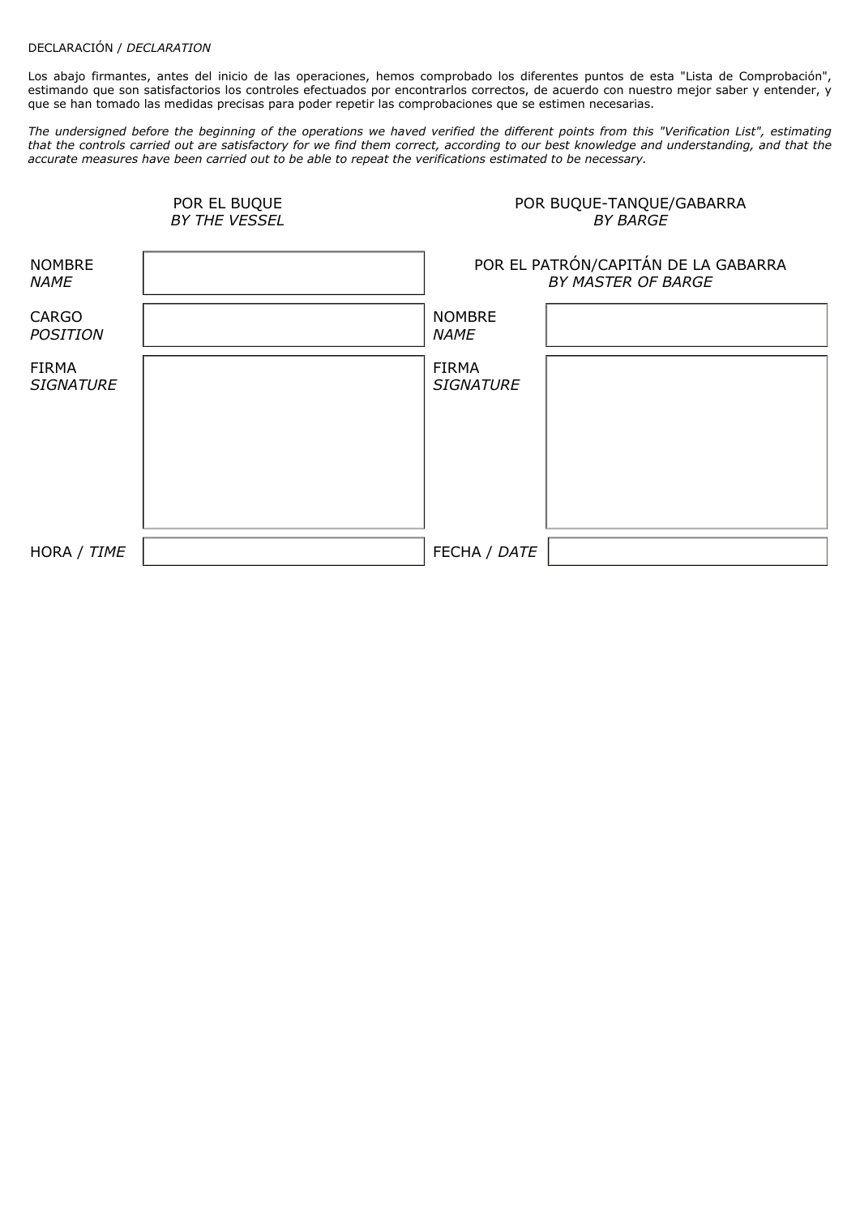DECLARACIÓN / *DECLARATION*

Los abajo firmantes, antes del inicio de las operaciones, hemos comprobado los diferentes puntos de esta "Lista de Comprobación", estimando que son satisfactorios los controles efectuados por encontrarlos correctos, de acuerdo con nuestro mejor saber y entender, y que se han tomado las medidas precisas para poder repetir las comprobaciones que se estimen necesarias.

*The undersigned before the beginning of the operations we haved verified the different points from this "Verification List", estimating that the controls carried out are satisfactory for we find them correct, according to our best knowledge and understanding, and that the accurate measures have been carried out to be able to repeat the verifications estimated to be necessary.*

| | POR EL BUQUE *BY THE VESSEL* | | POR BUQUE-TANQUE/GABARRA *BY BARGE* |
|---|---|---|---|
| NOMBRE *NAME* | | | POR EL PATRÓN/CAPITÁN DE LA GABARRA *BY MASTER OF BARGE* |
| CARGO *POSITION* | | NOMBRE *NAME* | |
| FIRMA *SIGNATURE* | | FIRMA *SIGNATURE* | |
| HORA / *TIME* | | FECHA / *DATE* | |